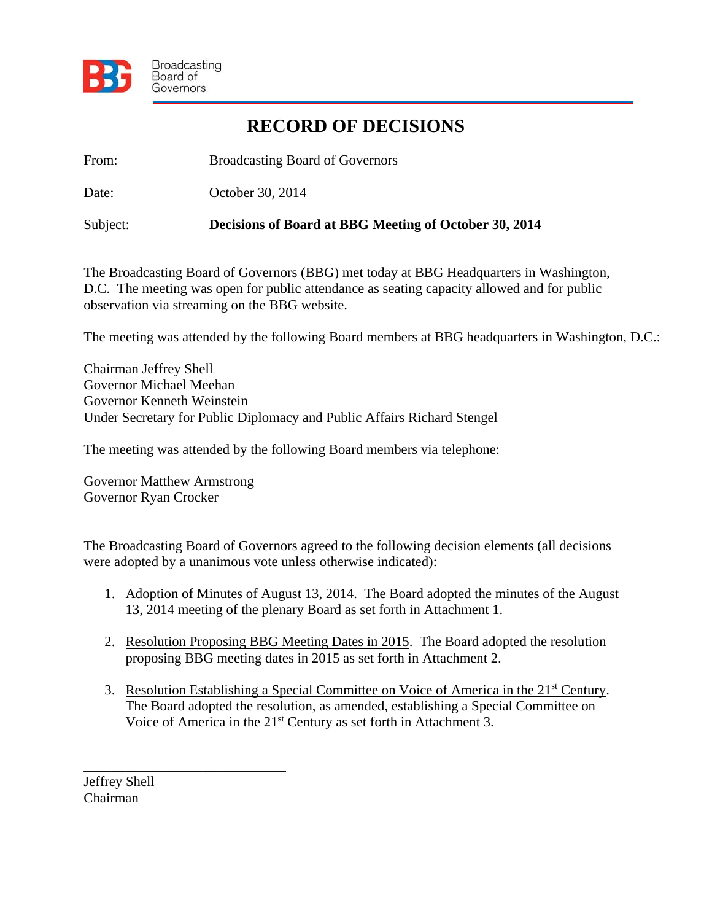Broadcasting Board of Governors

# RECORD OF DECISIONS

From: Broadcasting Board of Governors

Date: October 30, 2014

Subject: **Decisions of Board at BBG Meeting of October 30, 2014**

The Broadcasting Board of Governors (BBG) met today at BBG Headquarters in Washington, D.C. The meeting was open for public attendance as seating capacity allowed and for public observation via streaming on the BBG website.

The meeting was attended by the following Board members at BBG headquarters in Washington, D.C.:

Chairman Jeffrey Shell
Governor Michael Meehan
Governor Kenneth Weinstein
Under Secretary for Public Diplomacy and Public Affairs Richard Stengel

The meeting was attended by the following Board members via telephone:

Governor Matthew Armstrong
Governor Ryan Crocker

The Broadcasting Board of Governors agreed to the following decision elements (all decisions were adopted by a unanimous vote unless otherwise indicated):

1. Adoption of Minutes of August 13, 2014. The Board adopted the minutes of the August 13, 2014 meeting of the plenary Board as set forth in Attachment 1.

2. Resolution Proposing BBG Meeting Dates in 2015. The Board adopted the resolution proposing BBG meeting dates in 2015 as set forth in Attachment 2.

3. Resolution Establishing a Special Committee on Voice of America in the 21st Century. The Board adopted the resolution, as amended, establishing a Special Committee on Voice of America in the 21st Century as set forth in Attachment 3.

\_\_\_\_\_\_\_\_\_\_\_\_\_\_\_\_\_\_\_\_\_\_\_\_\_\_\_\_\_\_
Jeffrey Shell
Chairman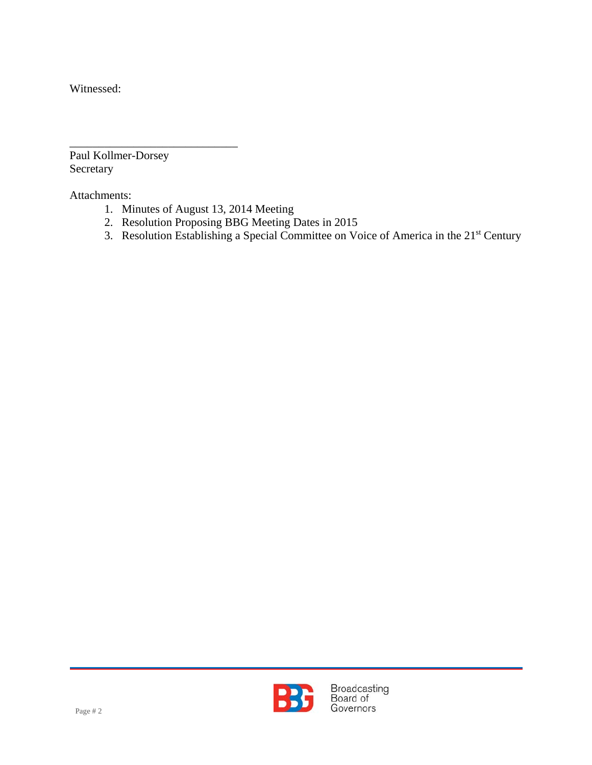Witnessed:

\_\_\_\_\_\_\_\_\_\_\_\_\_\_\_\_\_\_\_\_\_\_\_\_\_\_\_\_\_\_

Paul Kollmer-Dorsey
Secretary

Attachments:

1. Minutes of August 13, 2014 Meeting
2. Resolution Proposing BBG Meeting Dates in 2015
3. Resolution Establishing a Special Committee on Voice of America in the 21st Century